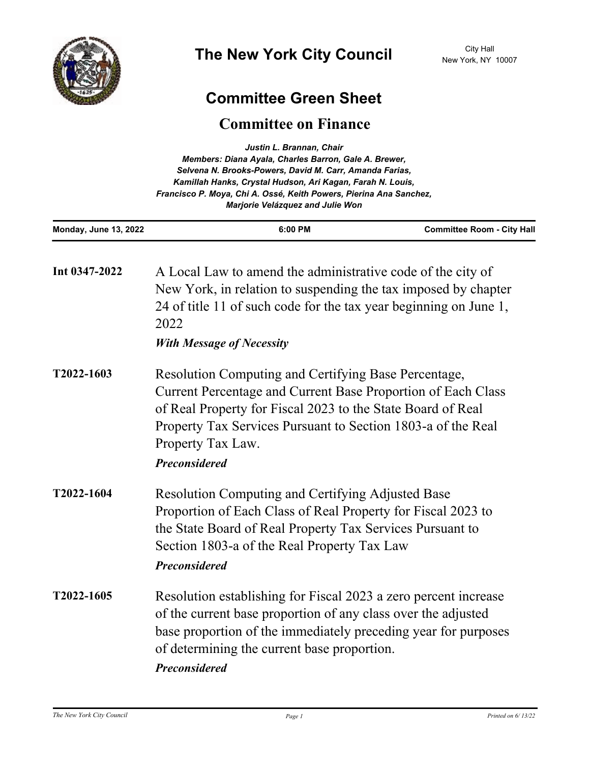# The New York City Council

City Hall
New York, NY 10007

## Committee Green Sheet

## Committee on Finance

*Justin L. Brannan, Chair*
*Members: Diana Ayala, Charles Barron, Gale A. Brewer, Selvena N. Brooks-Powers, David M. Carr, Amanda Farias, Kamillah Hanks, Crystal Hudson, Ari Kagan, Farah N. Louis, Francisco P. Moya, Chi A. Ossé, Keith Powers, Pierina Ana Sanchez, Marjorie Velázquez and Julie Won*

| Monday, June 13, 2022 | 6:00 PM | Committee Room - City Hall |
|---|---|---|

**Int 0347-2022** A Local Law to amend the administrative code of the city of New York, in relation to suspending the tax imposed by chapter 24 of title 11 of such code for the tax year beginning on June 1, 2022

***With Message of Necessity***

**T2022-1603** Resolution Computing and Certifying Base Percentage, Current Percentage and Current Base Proportion of Each Class of Real Property for Fiscal 2023 to the State Board of Real Property Tax Services Pursuant to Section 1803-a of the Real Property Tax Law.

***Preconsidered***

**T2022-1604** Resolution Computing and Certifying Adjusted Base Proportion of Each Class of Real Property for Fiscal 2023 to the State Board of Real Property Tax Services Pursuant to Section 1803-a of the Real Property Tax Law

***Preconsidered***

**T2022-1605** Resolution establishing for Fiscal 2023 a zero percent increase of the current base proportion of any class over the adjusted base proportion of the immediately preceding year for purposes of determining the current base proportion.

***Preconsidered***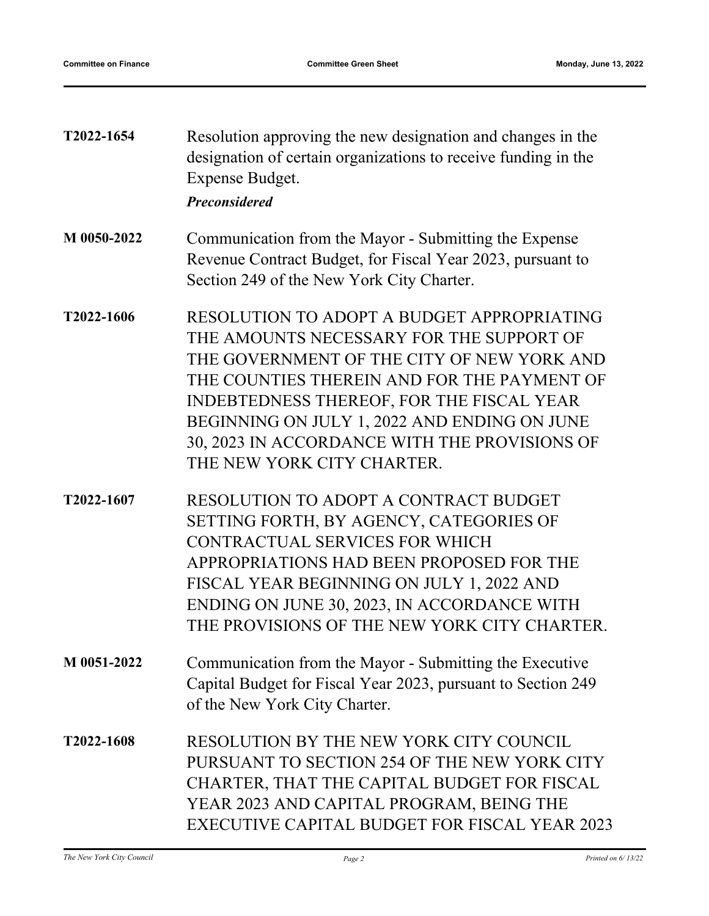**T2022-1654** Resolution approving the new designation and changes in the designation of certain organizations to receive funding in the Expense Budget.

***Preconsidered***

**M 0050-2022** Communication from the Mayor - Submitting the Expense Revenue Contract Budget, for Fiscal Year 2023, pursuant to Section 249 of the New York City Charter.

**T2022-1606** RESOLUTION TO ADOPT A BUDGET APPROPRIATING THE AMOUNTS NECESSARY FOR THE SUPPORT OF THE GOVERNMENT OF THE CITY OF NEW YORK AND THE COUNTIES THEREIN AND FOR THE PAYMENT OF INDEBTEDNESS THEREOF, FOR THE FISCAL YEAR BEGINNING ON JULY 1, 2022 AND ENDING ON JUNE 30, 2023 IN ACCORDANCE WITH THE PROVISIONS OF THE NEW YORK CITY CHARTER.

**T2022-1607** RESOLUTION TO ADOPT A CONTRACT BUDGET SETTING FORTH, BY AGENCY, CATEGORIES OF CONTRACTUAL SERVICES FOR WHICH APPROPRIATIONS HAD BEEN PROPOSED FOR THE FISCAL YEAR BEGINNING ON JULY 1, 2022 AND ENDING ON JUNE 30, 2023, IN ACCORDANCE WITH THE PROVISIONS OF THE NEW YORK CITY CHARTER.

**M 0051-2022** Communication from the Mayor - Submitting the Executive Capital Budget for Fiscal Year 2023, pursuant to Section 249 of the New York City Charter.

**T2022-1608** RESOLUTION BY THE NEW YORK CITY COUNCIL PURSUANT TO SECTION 254 OF THE NEW YORK CITY CHARTER, THAT THE CAPITAL BUDGET FOR FISCAL YEAR 2023 AND CAPITAL PROGRAM, BEING THE EXECUTIVE CAPITAL BUDGET FOR FISCAL YEAR 2023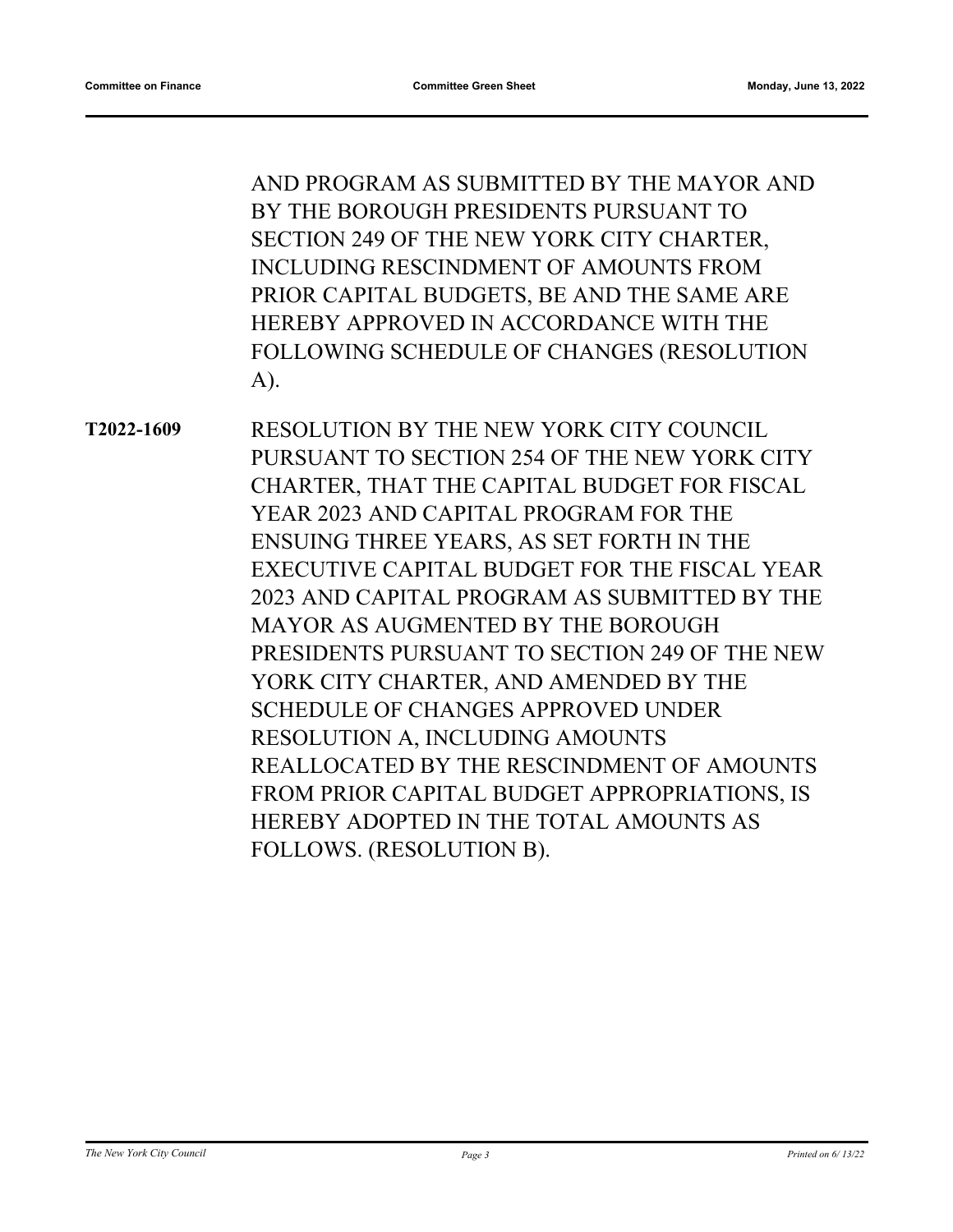AND PROGRAM AS SUBMITTED BY THE MAYOR AND BY THE BOROUGH PRESIDENTS PURSUANT TO SECTION 249 OF THE NEW YORK CITY CHARTER, INCLUDING RESCINDMENT OF AMOUNTS FROM PRIOR CAPITAL BUDGETS, BE AND THE SAME ARE HEREBY APPROVED IN ACCORDANCE WITH THE FOLLOWING SCHEDULE OF CHANGES (RESOLUTION A).

**T2022-1609** RESOLUTION BY THE NEW YORK CITY COUNCIL PURSUANT TO SECTION 254 OF THE NEW YORK CITY CHARTER, THAT THE CAPITAL BUDGET FOR FISCAL YEAR 2023 AND CAPITAL PROGRAM FOR THE ENSUING THREE YEARS, AS SET FORTH IN THE EXECUTIVE CAPITAL BUDGET FOR THE FISCAL YEAR 2023 AND CAPITAL PROGRAM AS SUBMITTED BY THE MAYOR AS AUGMENTED BY THE BOROUGH PRESIDENTS PURSUANT TO SECTION 249 OF THE NEW YORK CITY CHARTER, AND AMENDED BY THE SCHEDULE OF CHANGES APPROVED UNDER RESOLUTION A, INCLUDING AMOUNTS REALLOCATED BY THE RESCINDMENT OF AMOUNTS FROM PRIOR CAPITAL BUDGET APPROPRIATIONS, IS HEREBY ADOPTED IN THE TOTAL AMOUNTS AS FOLLOWS. (RESOLUTION B).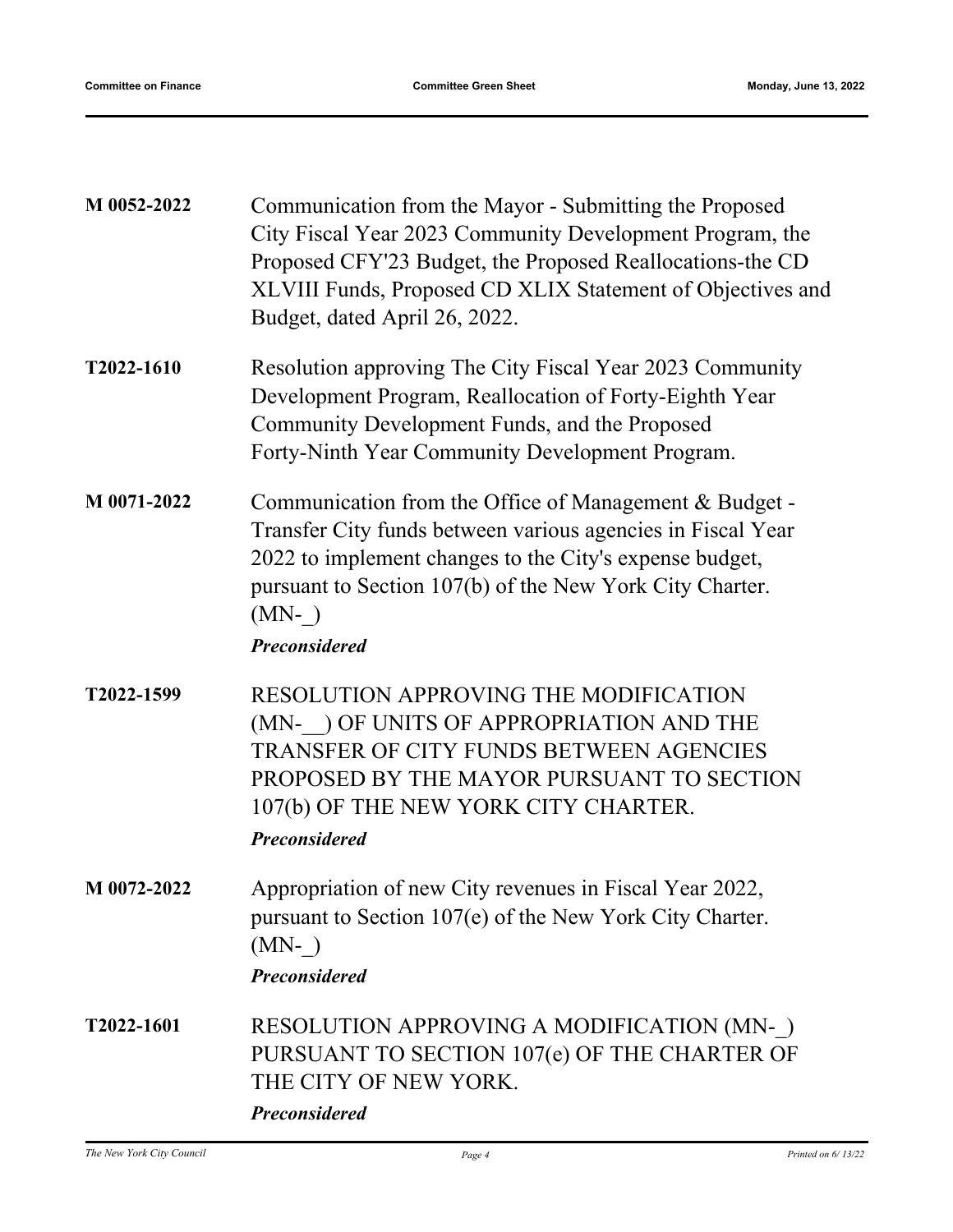**M 0052-2022** Communication from the Mayor - Submitting the Proposed City Fiscal Year 2023 Community Development Program, the Proposed CFY'23 Budget, the Proposed Reallocations-the CD XLVIII Funds, Proposed CD XLIX Statement of Objectives and Budget, dated April 26, 2022.

**T2022-1610** Resolution approving The City Fiscal Year 2023 Community Development Program, Reallocation of Forty-Eighth Year Community Development Funds, and the Proposed Forty-Ninth Year Community Development Program.

**M 0071-2022** Communication from the Office of Management & Budget - Transfer City funds between various agencies in Fiscal Year 2022 to implement changes to the City's expense budget, pursuant to Section 107(b) of the New York City Charter. (MN-_)

***Preconsidered***

**T2022-1599** RESOLUTION APPROVING THE MODIFICATION (MN-__) OF UNITS OF APPROPRIATION AND THE TRANSFER OF CITY FUNDS BETWEEN AGENCIES PROPOSED BY THE MAYOR PURSUANT TO SECTION 107(b) OF THE NEW YORK CITY CHARTER.

***Preconsidered***

**M 0072-2022** Appropriation of new City revenues in Fiscal Year 2022, pursuant to Section 107(e) of the New York City Charter. (MN-_)

***Preconsidered***

**T2022-1601** RESOLUTION APPROVING A MODIFICATION (MN-_) PURSUANT TO SECTION 107(e) OF THE CHARTER OF THE CITY OF NEW YORK.

***Preconsidered***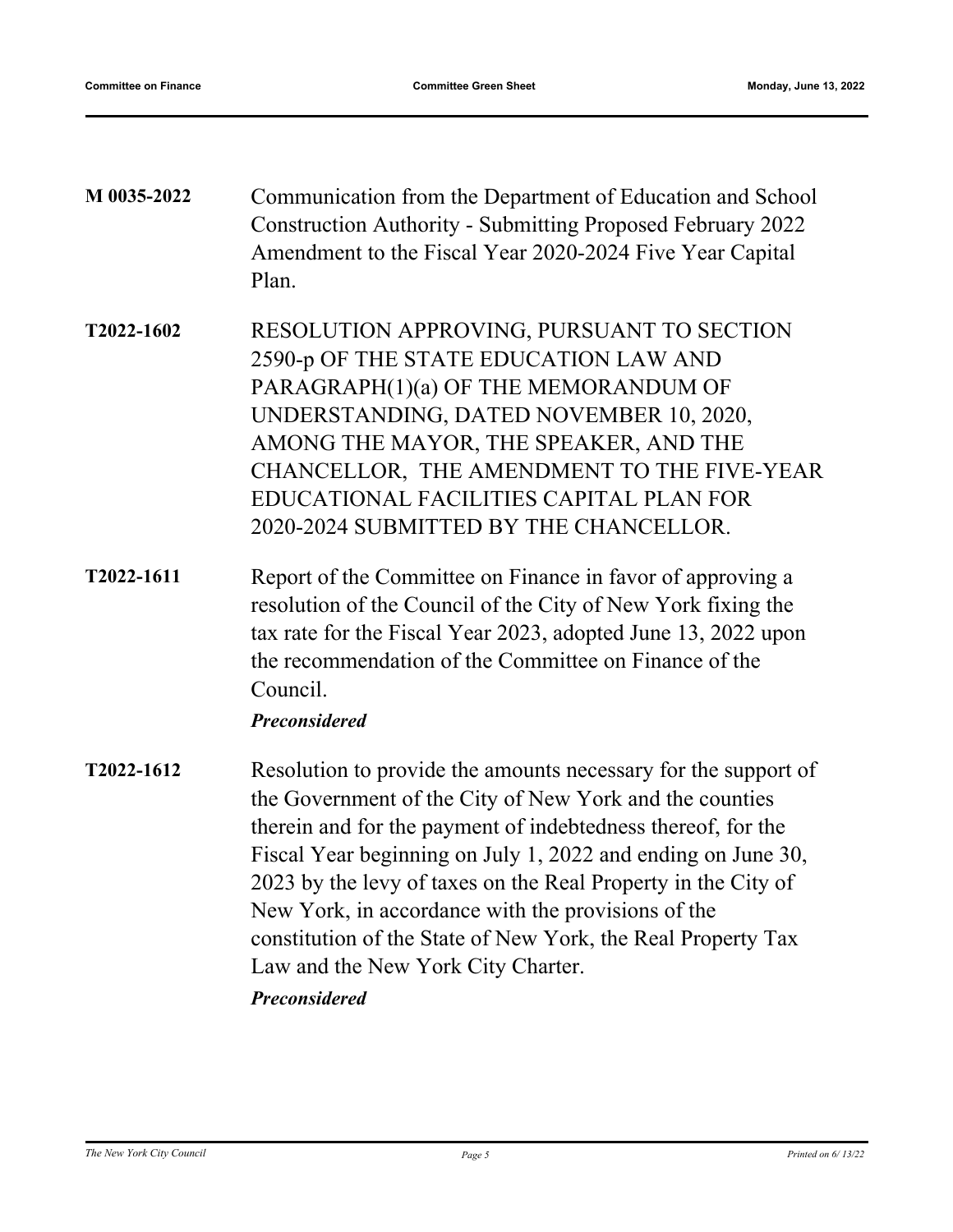**M 0035-2022** Communication from the Department of Education and School Construction Authority - Submitting Proposed February 2022 Amendment to the Fiscal Year 2020-2024 Five Year Capital Plan.

**T2022-1602** RESOLUTION APPROVING, PURSUANT TO SECTION 2590-p OF THE STATE EDUCATION LAW AND PARAGRAPH(1)(a) OF THE MEMORANDUM OF UNDERSTANDING, DATED NOVEMBER 10, 2020, AMONG THE MAYOR, THE SPEAKER, AND THE CHANCELLOR, THE AMENDMENT TO THE FIVE-YEAR EDUCATIONAL FACILITIES CAPITAL PLAN FOR 2020-2024 SUBMITTED BY THE CHANCELLOR.

**T2022-1611** Report of the Committee on Finance in favor of approving a resolution of the Council of the City of New York fixing the tax rate for the Fiscal Year 2023, adopted June 13, 2022 upon the recommendation of the Committee on Finance of the Council.

***Preconsidered***

**T2022-1612** Resolution to provide the amounts necessary for the support of the Government of the City of New York and the counties therein and for the payment of indebtedness thereof, for the Fiscal Year beginning on July 1, 2022 and ending on June 30, 2023 by the levy of taxes on the Real Property in the City of New York, in accordance with the provisions of the constitution of the State of New York, the Real Property Tax Law and the New York City Charter.

***Preconsidered***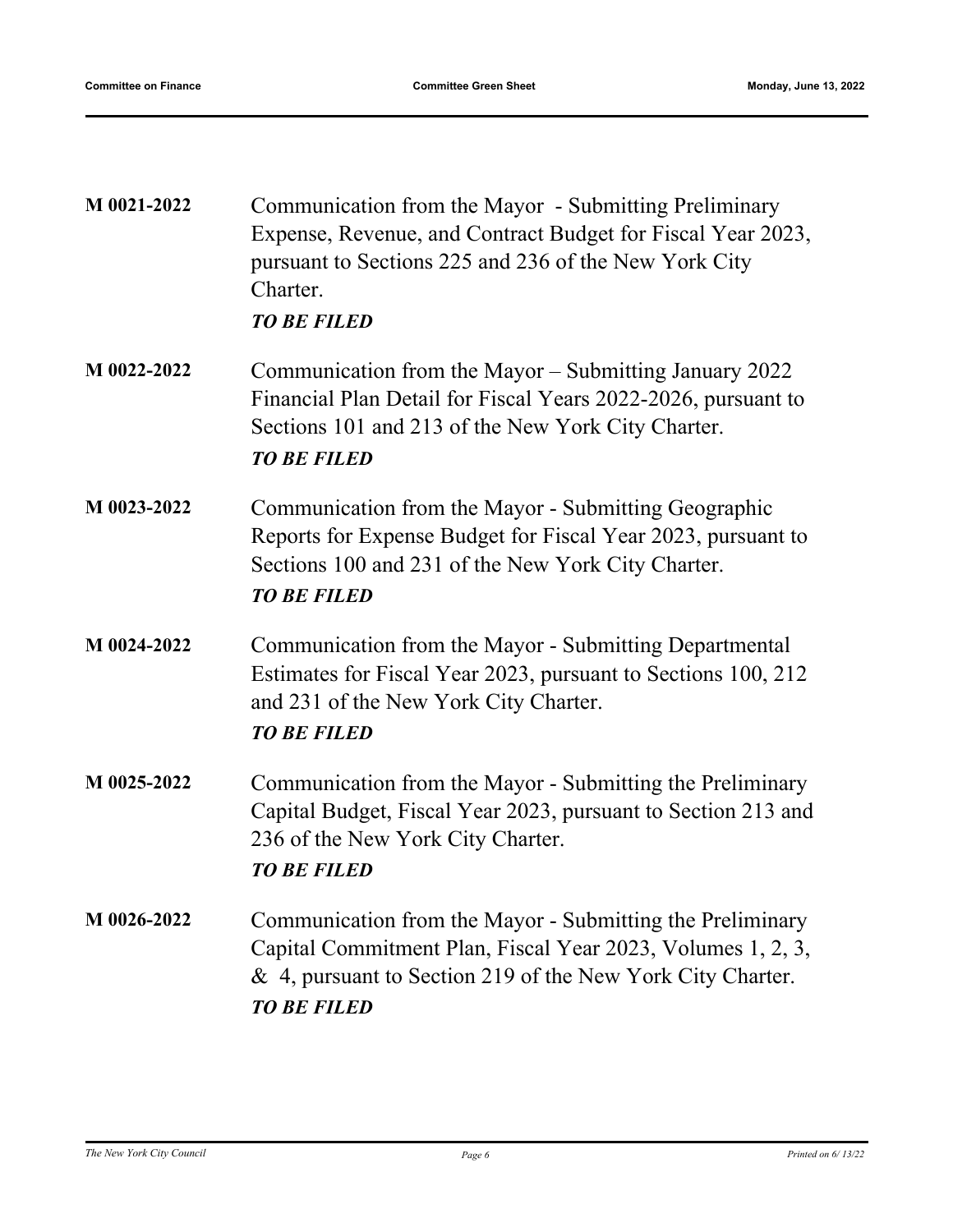**M 0021-2022** Communication from the Mayor - Submitting Preliminary Expense, Revenue, and Contract Budget for Fiscal Year 2023, pursuant to Sections 225 and 236 of the New York City Charter.

***TO BE FILED***

**M 0022-2022** Communication from the Mayor – Submitting January 2022 Financial Plan Detail for Fiscal Years 2022-2026, pursuant to Sections 101 and 213 of the New York City Charter.

***TO BE FILED***

**M 0023-2022** Communication from the Mayor - Submitting Geographic Reports for Expense Budget for Fiscal Year 2023, pursuant to Sections 100 and 231 of the New York City Charter.

***TO BE FILED***

**M 0024-2022** Communication from the Mayor - Submitting Departmental Estimates for Fiscal Year 2023, pursuant to Sections 100, 212 and 231 of the New York City Charter.

***TO BE FILED***

**M 0025-2022** Communication from the Mayor - Submitting the Preliminary Capital Budget, Fiscal Year 2023, pursuant to Section 213 and 236 of the New York City Charter.

***TO BE FILED***

**M 0026-2022** Communication from the Mayor - Submitting the Preliminary Capital Commitment Plan, Fiscal Year 2023, Volumes 1, 2, 3, & 4, pursuant to Section 219 of the New York City Charter.

***TO BE FILED***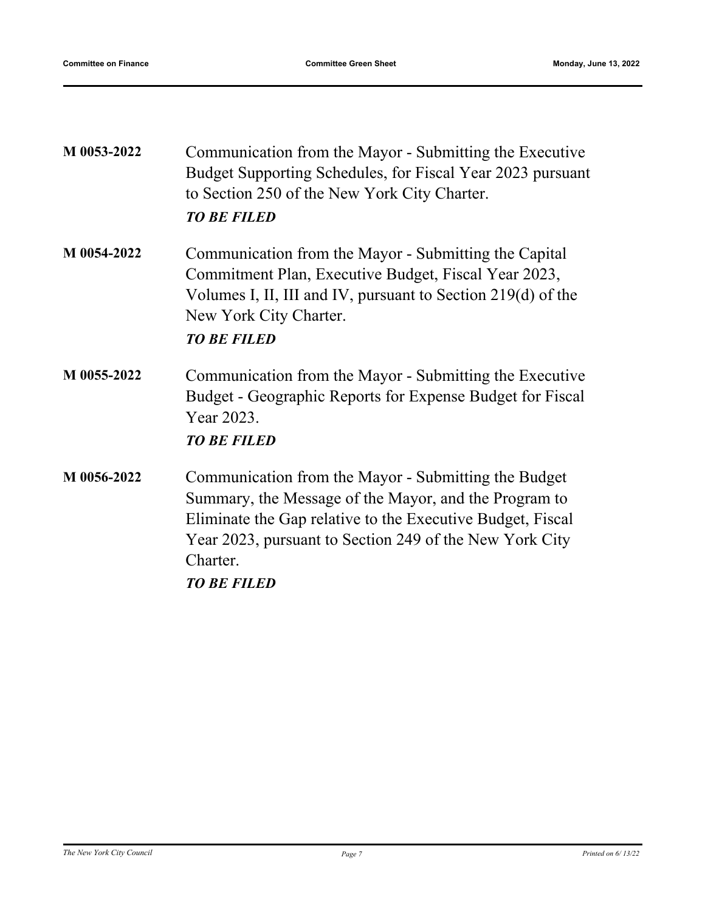**M 0053-2022** Communication from the Mayor - Submitting the Executive Budget Supporting Schedules, for Fiscal Year 2023 pursuant to Section 250 of the New York City Charter.

***TO BE FILED***

**M 0054-2022** Communication from the Mayor - Submitting the Capital Commitment Plan, Executive Budget, Fiscal Year 2023, Volumes I, II, III and IV, pursuant to Section 219(d) of the New York City Charter.

***TO BE FILED***

**M 0055-2022** Communication from the Mayor - Submitting the Executive Budget - Geographic Reports for Expense Budget for Fiscal Year 2023.

***TO BE FILED***

**M 0056-2022** Communication from the Mayor - Submitting the Budget Summary, the Message of the Mayor, and the Program to Eliminate the Gap relative to the Executive Budget, Fiscal Year 2023, pursuant to Section 249 of the New York City Charter.

***TO BE FILED***